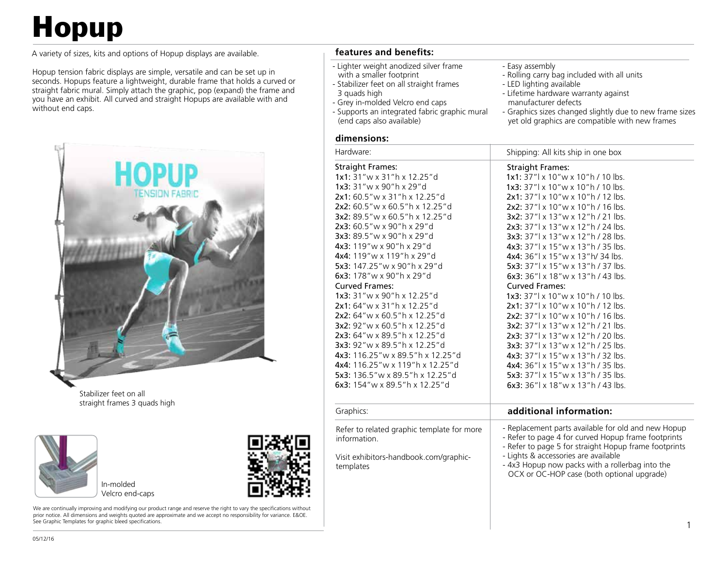# Hopup

A variety of sizes, kits and options of Hopup displays are available.

Hopup tension fabric displays are simple, versatile and can be set up in seconds. Hopups feature a lightweight, durable frame that holds a curved or straight fabric mural. Simply attach the graphic, pop (expand) the frame and you have an exhibit. All curved and straight Hopups are available with and without end caps.

Stabilizer feet on all straight frames 3 quads high

In-molded Velcro end-caps

We are continually improving and modifying our product range and reserve the right to vary the specifications without prior notice. All dimensions and weights quoted are approximate and we accept no responsibility for variance. E&OE. See Graphic Templates for graphic bleed specifications.

05/12/16

## features and benefits:

- Lighter weight anodized silver frame with a smaller footprint
- Stabilizer feet on all straight frames 3 quads high
- Grey in-molded Velcro end caps
- Supports an integrated fabric graphic mural (end caps also available)
- Easy assembly
- Rolling carry bag included with all units
- LED lighting available
- Lifetime hardware warranty against manufacturer defects
- Graphics sizes changed slightly due to new frame sizes yet old graphics are compatible with new frames

## dimensions:

| Hardware: | Shipping: All kits ship in one box |
|---|---|
| **Straight Frames:** | **Straight Frames:** |
| **1x1:** 31"w x 31"h x 12.25"d | **1x1:** 37"l x 10"w x 10"h / 10 lbs. |
| **1x3:** 31"w x 90"h x 29"d | **1x3:** 37"l x 10"w x 10"h / 10 lbs. |
| **2x1:** 60.5"w x 31"h x 12.25"d | **2x1:** 37"l x 10"w x 10"h / 12 lbs. |
| **2x2:** 60.5"w x 60.5"h x 12.25"d | **2x2:** 37"l x 10"w x 10"h / 16 lbs. |
| **3x2:** 89.5"w x 60.5"h x 12.25"d | **3x2:** 37"l x 13"w x 12"h / 21 lbs. |
| **2x3:** 60.5"w x 90"h x 29"d | **2x3:** 37"l x 13"w x 12"h / 24 lbs. |
| **3x3:** 89.5"w x 90"h x 29"d | **3x3:** 37"l x 13"w x 12"h / 28 lbs. |
| **4x3:** 119"w x 90"h x 29"d | **4x3:** 37"l x 15"w x 13"h / 35 lbs. |
| **4x4:** 119"w x 119"h x 29"d | **4x4:** 36"l x 15"w x 13"h/ 34 lbs. |
| **5x3:** 147.25"w x 90"h x 29"d | **5x3:** 37"l x 15"w x 13"h / 37 lbs. |
| **6x3:** 178"w x 90"h x 29"d | **6x3:** 36"l x 18"w x 13"h / 43 lbs. |
| **Curved Frames:** | **Curved Frames:** |
| **1x3:** 31"w x 90"h x 12.25"d | **1x3:** 37"l x 10"w x 10"h / 10 lbs. |
| **2x1:** 64"w x 31"h x 12.25"d | **2x1:** 37"l x 10"w x 10"h / 12 lbs. |
| **2x2:** 64"w x 60.5"h x 12.25"d | **2x2:** 37"l x 10"w x 10"h / 16 lbs. |
| **3x2:** 92"w x 60.5"h x 12.25"d | **3x2:** 37"l x 13"w x 12"h / 21 lbs. |
| **2x3:** 64"w x 89.5"h x 12.25"d | **2x3:** 37"l x 13"w x 12"h / 20 lbs. |
| **3x3:** 92"w x 89.5"h x 12.25"d | **3x3:** 37"l x 13"w x 12"h / 25 lbs. |
| **4x3:** 116.25"w x 89.5"h x 12.25"d | **4x3:** 37"l x 15"w x 13"h / 32 lbs. |
| **4x4:** 116.25"w x 119"h x 12.25"d | **4x4:** 36"l x 15"w x 13"h / 35 lbs. |
| **5x3:** 136.5"w x 89.5"h x 12.25"d | **5x3:** 37"l x 15"w x 13"h / 35 lbs. |
| **6x3:** 154"w x 89.5"h x 12.25"d | **6x3:** 36"l x 18"w x 13"h / 43 lbs. |

Graphics:

Refer to related graphic template for more information.

Visit exhibitors-handbook.com/graphic-templates

## additional information:

- Replacement parts available for old and new Hopup
- Refer to page 4 for curved Hopup frame footprints
- Refer to page 5 for straight Hopup frame footprints
- Lights & accessories are available
- 4x3 Hopup now packs with a rollerbag into the OCX or OC-HOP case (both optional upgrade)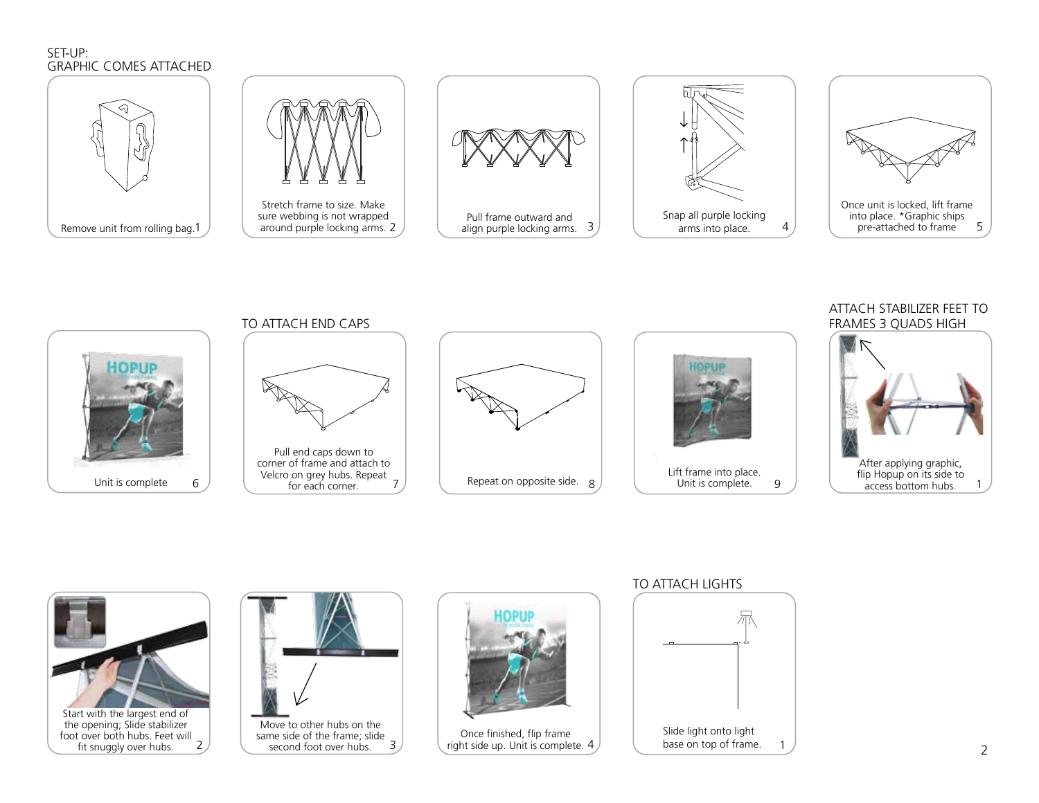## SET-UP: GRAPHIC COMES ATTACHED

1. Remove unit from rolling bag.
2. Stretch frame to size. Make sure webbing is not wrapped around purple locking arms.
3. Pull frame outward and align purple locking arms.
4. Snap all purple locking arms into place.
5. Once unit is locked, lift frame into place. *Graphic ships pre-attached to frame
6. Unit is complete

## TO ATTACH END CAPS

7. Pull end caps down to corner of frame and attach to Velcro on grey hubs. Repeat for each corner.
8. Repeat on opposite side.
9. Lift frame into place. Unit is complete.

## ATTACH STABILIZER FEET TO FRAMES 3 QUADS HIGH

1. After applying graphic, flip Hopup on its side to access bottom hubs.
2. Start with the largest end of the opening; Slide stabilizer foot over both hubs. Feet will fit snuggly over hubs.
3. Move to other hubs on the same side of the frame; slide second foot over hubs.
4. Once finished, flip frame right side up. Unit is complete.

## TO ATTACH LIGHTS

1. Slide light onto light base on top of frame.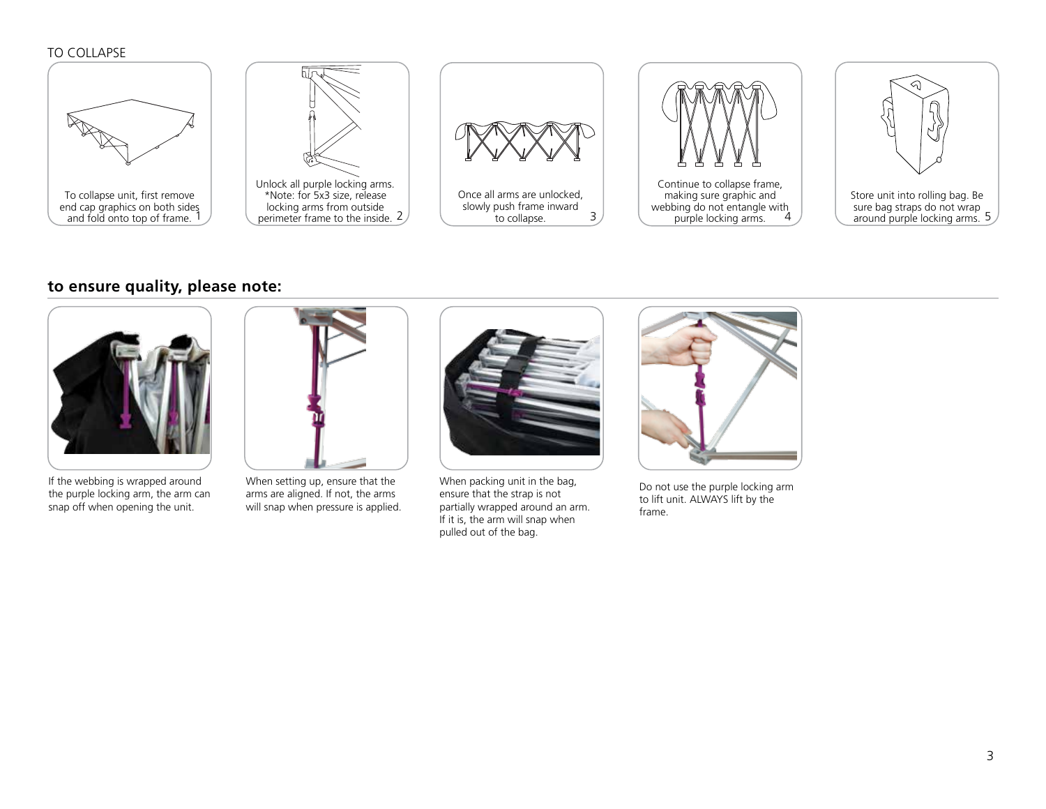TO COLLAPSE

1. To collapse unit, first remove end cap graphics on both sides and fold onto top of frame.
2. Unlock all purple locking arms. *Note: for 5x3 size, release locking arms from outside perimeter frame to the inside.
3. Once all arms are unlocked, slowly push frame inward to collapse.
4. Continue to collapse frame, making sure graphic and webbing do not entangle with purple locking arms.
5. Store unit into rolling bag. Be sure bag straps do not wrap around purple locking arms.

## to ensure quality, please note:

If the webbing is wrapped around the purple locking arm, the arm can snap off when opening the unit.

When setting up, ensure that the arms are aligned. If not, the arms will snap when pressure is applied.

When packing unit in the bag, ensure that the strap is not partially wrapped around an arm. If it is, the arm will snap when pulled out of the bag.

Do not use the purple locking arm to lift unit. ALWAYS lift by the frame.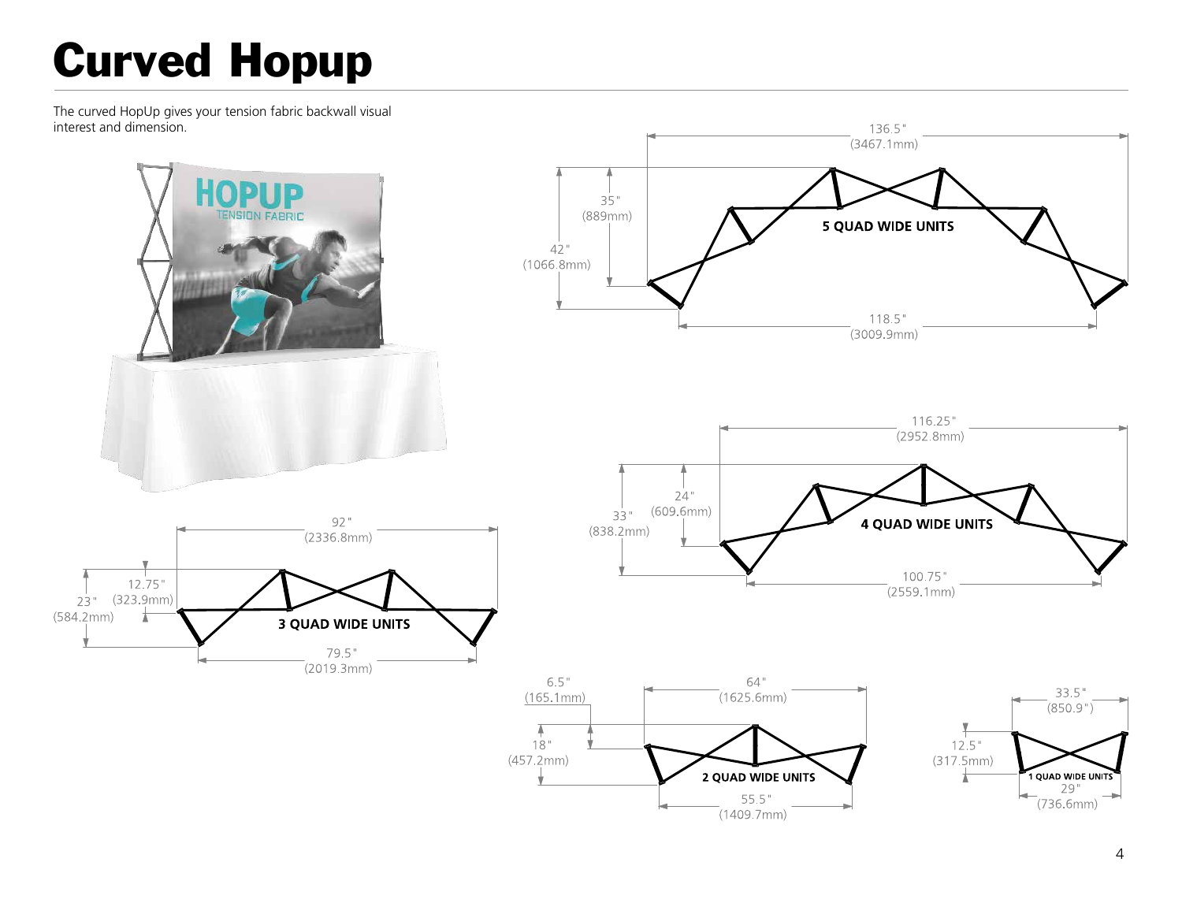# Curved Hopup

The curved HopUp gives your tension fabric backwall visual interest and dimension.

**5 QUAD WIDE UNITS**

136.5" (3467.1mm)

35" (889mm)

42" (1066.8mm)

118.5" (3009.9mm)

**4 QUAD WIDE UNITS**

116.25" (2952.8mm)

24" (609.6mm)

33" (838.2mm)

100.75" (2559.1mm)

**3 QUAD WIDE UNITS**

92" (2336.8mm)

12.75" (323.9mm)

23" (584.2mm)

79.5" (2019.3mm)

**2 QUAD WIDE UNITS**

6.5" (165.1mm)

64" (1625.6mm)

18" (457.2mm)

55.5" (1409.7mm)

**1 QUAD WIDE UNITS**

33.5" (850.9")

12.5" (317.5mm)

29" (736.6mm)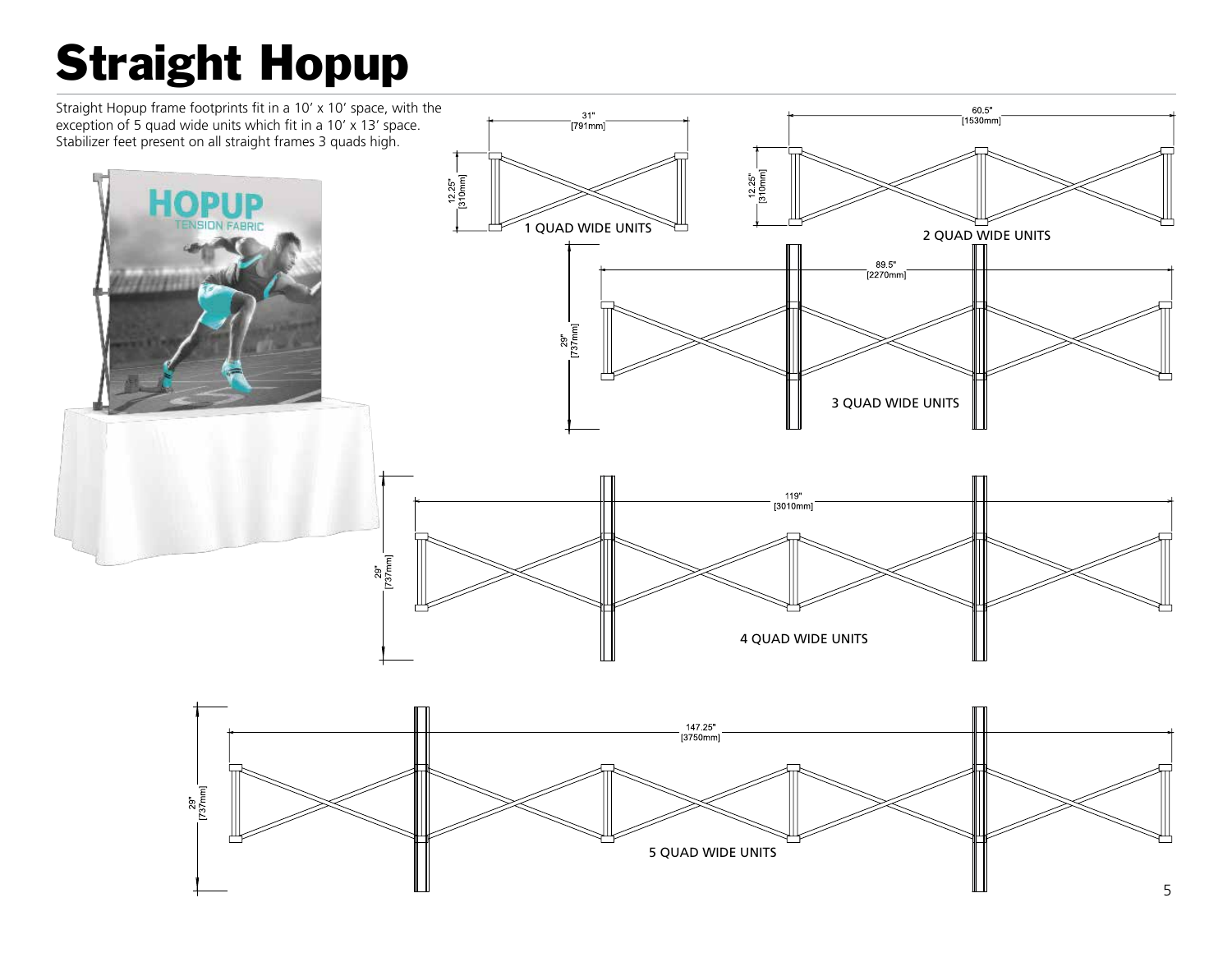# Straight Hopup

Straight Hopup frame footprints fit in a 10' x 10' space, with the exception of 5 quad wide units which fit in a 10' x 13' space. Stabilizer feet present on all straight frames 3 quads high.

31" [791mm]

12.25" [310mm]

1 QUAD WIDE UNITS

60.5" [1530mm]

12.25" [310mm]

2 QUAD WIDE UNITS

89.5" [2270mm]

29" [737mm]

3 QUAD WIDE UNITS

119" [3010mm]

29" [737mm]

4 QUAD WIDE UNITS

147.25" [3750mm]

29" [737mm]

5 QUAD WIDE UNITS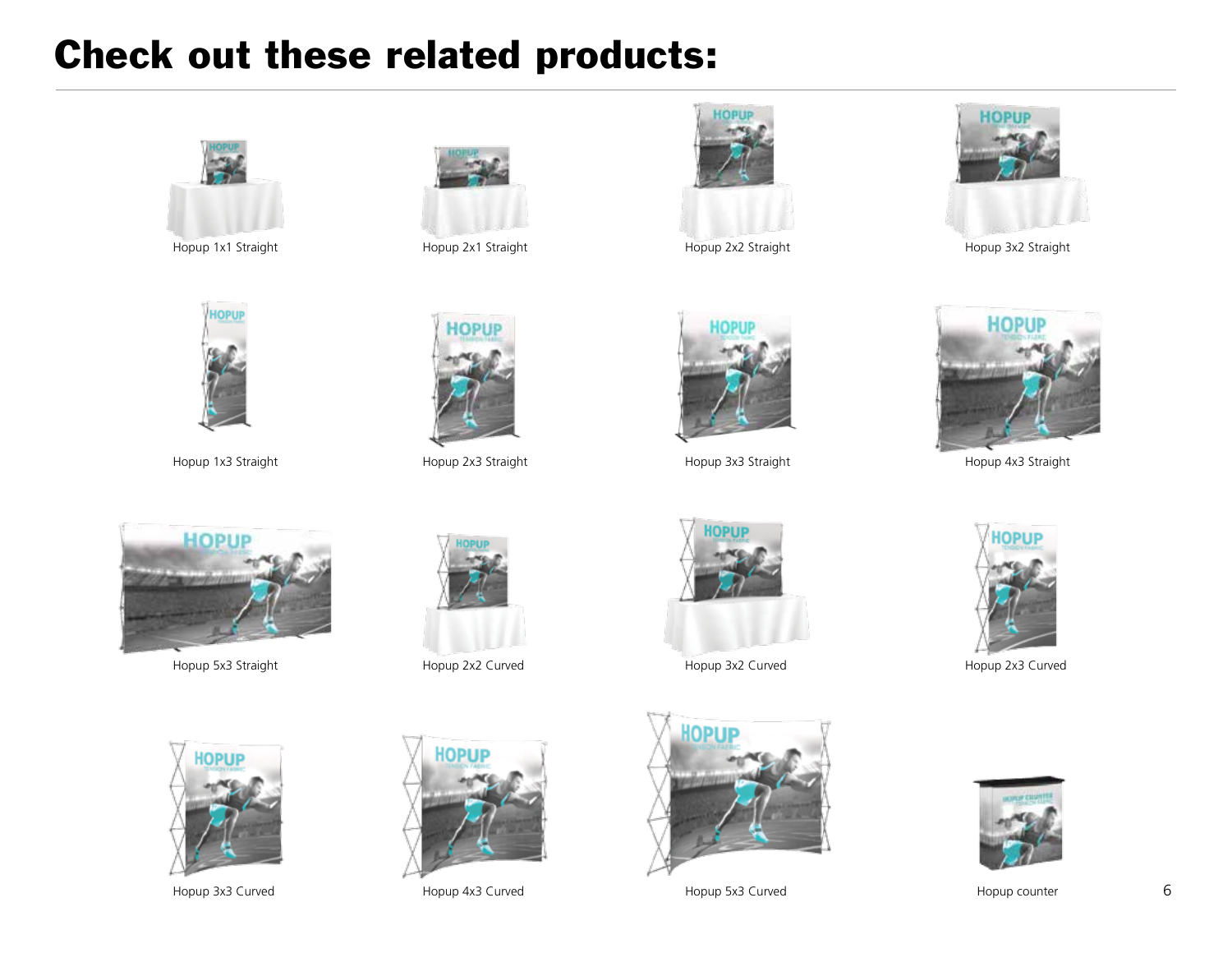# Check out these related products:

Hopup 1x1 Straight

Hopup 2x1 Straight

Hopup 2x2 Straight

Hopup 3x2 Straight

Hopup 1x3 Straight

Hopup 2x3 Straight

Hopup 3x3 Straight

Hopup 4x3 Straight

Hopup 5x3 Straight

Hopup 2x2 Curved

Hopup 3x2 Curved

Hopup 2x3 Curved

Hopup 3x3 Curved

Hopup 4x3 Curved

Hopup 5x3 Curved

Hopup counter